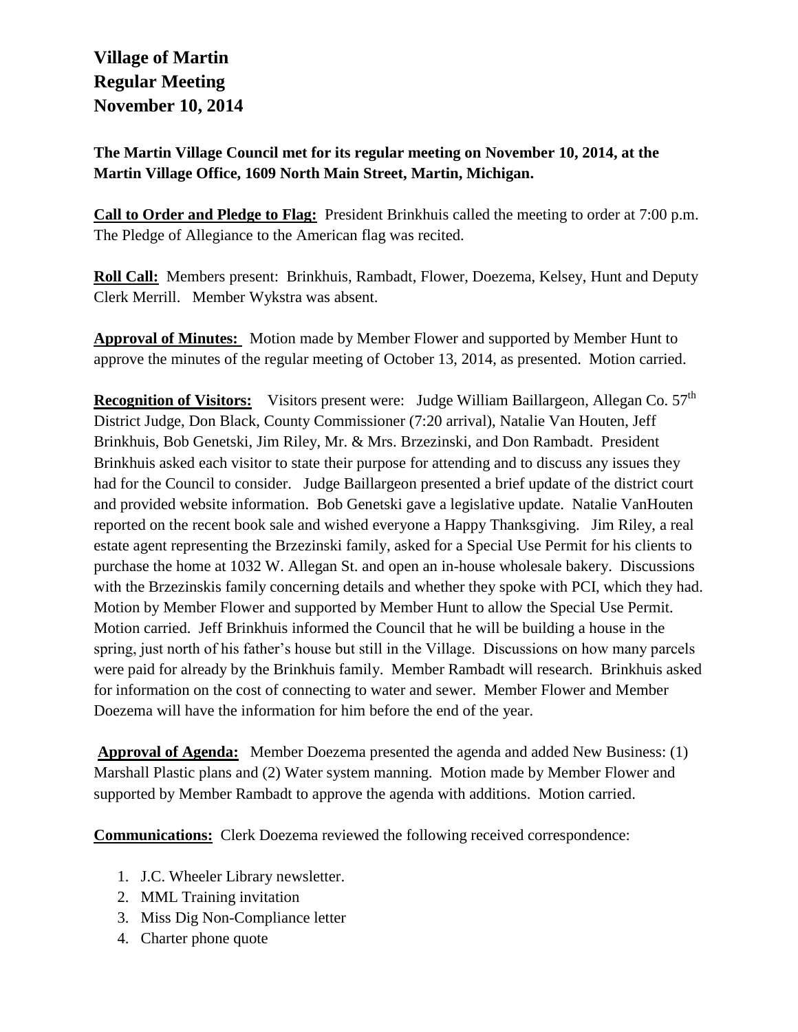# Village of Martin
# Regular Meeting
# November 10, 2014

**The Martin Village Council met for its regular meeting on November 10, 2014, at the Martin Village Office, 1609 North Main Street, Martin, Michigan.**

**Call to Order and Pledge to Flag:** President Brinkhuis called the meeting to order at 7:00 p.m. The Pledge of Allegiance to the American flag was recited.

**Roll Call:** Members present: Brinkhuis, Rambadt, Flower, Doezema, Kelsey, Hunt and Deputy Clerk Merrill. Member Wykstra was absent.

**Approval of Minutes:** Motion made by Member Flower and supported by Member Hunt to approve the minutes of the regular meeting of October 13, 2014, as presented. Motion carried.

**Recognition of Visitors:** Visitors present were: Judge William Baillargeon, Allegan Co. 57th District Judge, Don Black, County Commissioner (7:20 arrival), Natalie Van Houten, Jeff Brinkhuis, Bob Genetski, Jim Riley, Mr. & Mrs. Brzezinski, and Don Rambadt. President Brinkhuis asked each visitor to state their purpose for attending and to discuss any issues they had for the Council to consider. Judge Baillargeon presented a brief update of the district court and provided website information. Bob Genetski gave a legislative update. Natalie VanHouten reported on the recent book sale and wished everyone a Happy Thanksgiving. Jim Riley, a real estate agent representing the Brzezinski family, asked for a Special Use Permit for his clients to purchase the home at 1032 W. Allegan St. and open an in-house wholesale bakery. Discussions with the Brzezinskis family concerning details and whether they spoke with PCI, which they had. Motion by Member Flower and supported by Member Hunt to allow the Special Use Permit. Motion carried. Jeff Brinkhuis informed the Council that he will be building a house in the spring, just north of his father's house but still in the Village. Discussions on how many parcels were paid for already by the Brinkhuis family. Member Rambadt will research. Brinkhuis asked for information on the cost of connecting to water and sewer. Member Flower and Member Doezema will have the information for him before the end of the year.

**Approval of Agenda:** Member Doezema presented the agenda and added New Business: (1) Marshall Plastic plans and (2) Water system manning. Motion made by Member Flower and supported by Member Rambadt to approve the agenda with additions. Motion carried.

**Communications:** Clerk Doezema reviewed the following received correspondence:

1. J.C. Wheeler Library newsletter.
2. MML Training invitation
3. Miss Dig Non-Compliance letter
4. Charter phone quote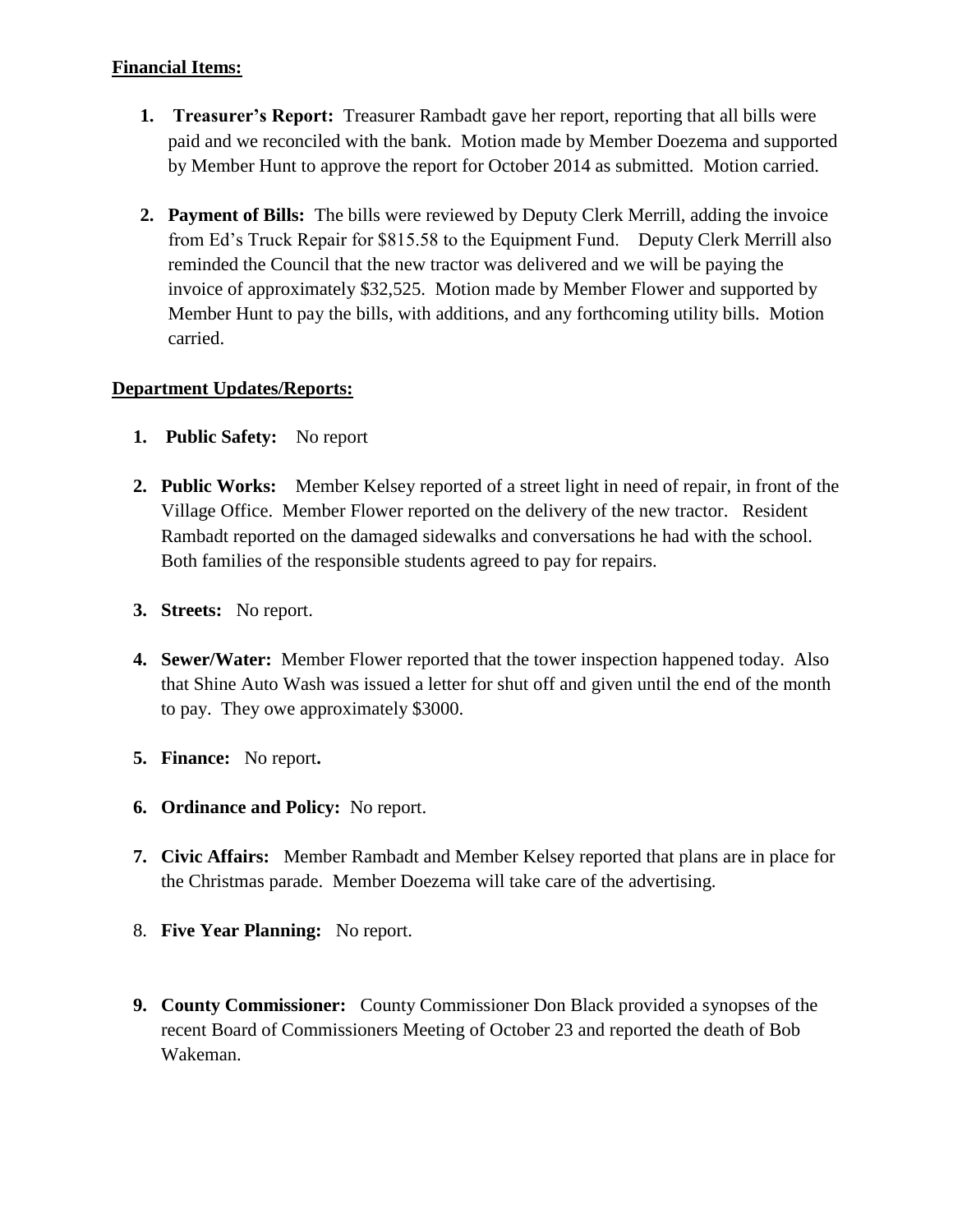**Financial Items:**

1. **Treasurer's Report:** Treasurer Rambadt gave her report, reporting that all bills were paid and we reconciled with the bank. Motion made by Member Doezema and supported by Member Hunt to approve the report for October 2014 as submitted. Motion carried.

2. **Payment of Bills:** The bills were reviewed by Deputy Clerk Merrill, adding the invoice from Ed's Truck Repair for $815.58 to the Equipment Fund. Deputy Clerk Merrill also reminded the Council that the new tractor was delivered and we will be paying the invoice of approximately $32,525. Motion made by Member Flower and supported by Member Hunt to pay the bills, with additions, and any forthcoming utility bills. Motion carried.

**Department Updates/Reports:**

1. **Public Safety:** No report

2. **Public Works:** Member Kelsey reported of a street light in need of repair, in front of the Village Office. Member Flower reported on the delivery of the new tractor. Resident Rambadt reported on the damaged sidewalks and conversations he had with the school. Both families of the responsible students agreed to pay for repairs.

3. **Streets:** No report.

4. **Sewer/Water:** Member Flower reported that the tower inspection happened today. Also that Shine Auto Wash was issued a letter for shut off and given until the end of the month to pay. They owe approximately $3000.

5. **Finance:** No report**.**

6. **Ordinance and Policy:** No report.

7. **Civic Affairs:** Member Rambadt and Member Kelsey reported that plans are in place for the Christmas parade. Member Doezema will take care of the advertising.

8. **Five Year Planning:** No report.

9. **County Commissioner:** County Commissioner Don Black provided a synopses of the recent Board of Commissioners Meeting of October 23 and reported the death of Bob Wakeman.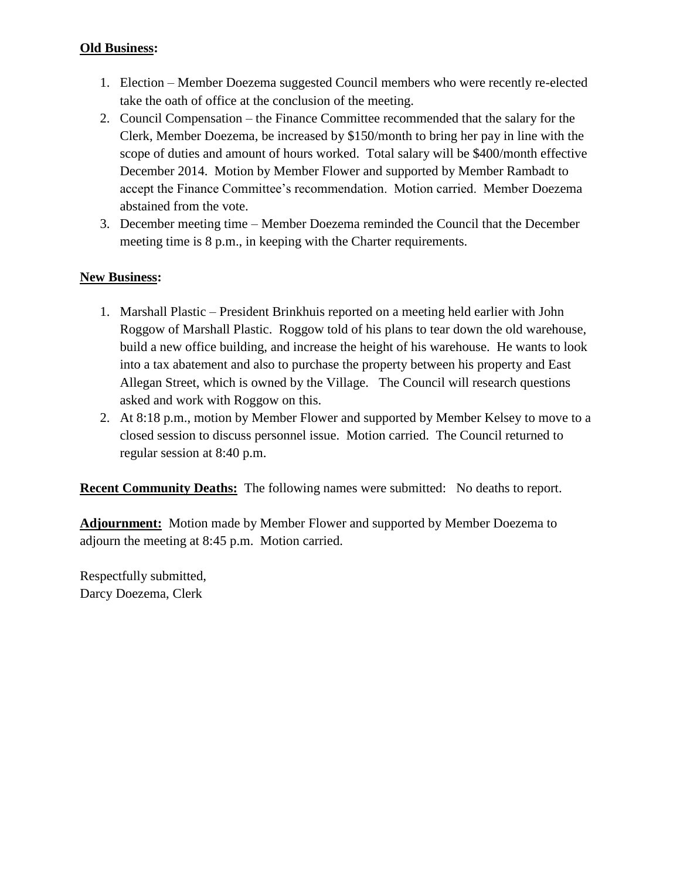**Old Business:**

1. Election – Member Doezema suggested Council members who were recently re-elected take the oath of office at the conclusion of the meeting.
2. Council Compensation – the Finance Committee recommended that the salary for the Clerk, Member Doezema, be increased by $150/month to bring her pay in line with the scope of duties and amount of hours worked. Total salary will be $400/month effective December 2014. Motion by Member Flower and supported by Member Rambadt to accept the Finance Committee's recommendation. Motion carried. Member Doezema abstained from the vote.
3. December meeting time – Member Doezema reminded the Council that the December meeting time is 8 p.m., in keeping with the Charter requirements.

**New Business:**

1. Marshall Plastic – President Brinkhuis reported on a meeting held earlier with John Roggow of Marshall Plastic. Roggow told of his plans to tear down the old warehouse, build a new office building, and increase the height of his warehouse. He wants to look into a tax abatement and also to purchase the property between his property and East Allegan Street, which is owned by the Village. The Council will research questions asked and work with Roggow on this.
2. At 8:18 p.m., motion by Member Flower and supported by Member Kelsey to move to a closed session to discuss personnel issue. Motion carried. The Council returned to regular session at 8:40 p.m.

**Recent Community Deaths:** The following names were submitted: No deaths to report.

**Adjournment:** Motion made by Member Flower and supported by Member Doezema to adjourn the meeting at 8:45 p.m. Motion carried.

Respectfully submitted,
Darcy Doezema, Clerk